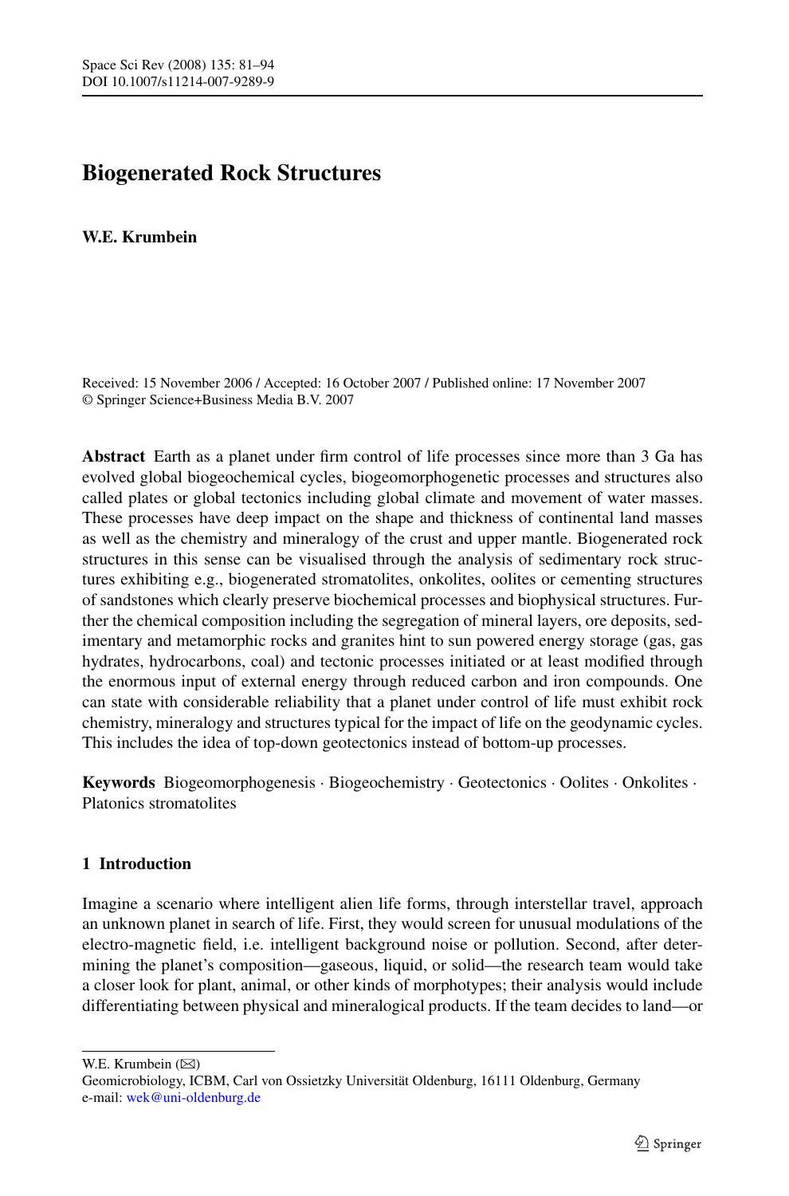# Biogenerated Rock Structures

**W.E. Krumbein**

Received: 15 November 2006 / Accepted: 16 October 2007 / Published online: 17 November 2007
© Springer Science+Business Media B.V. 2007

**Abstract** Earth as a planet under firm control of life processes since more than 3 Ga has evolved global biogeochemical cycles, biogeomorphogenetic processes and structures also called plates or global tectonics including global climate and movement of water masses. These processes have deep impact on the shape and thickness of continental land masses as well as the chemistry and mineralogy of the crust and upper mantle. Biogenerated rock structures in this sense can be visualised through the analysis of sedimentary rock structures exhibiting e.g., biogenerated stromatolites, onkolites, oolites or cementing structures of sandstones which clearly preserve biochemical processes and biophysical structures. Further the chemical composition including the segregation of mineral layers, ore deposits, sedimentary and metamorphic rocks and granites hint to sun powered energy storage (gas, gas hydrates, hydrocarbons, coal) and tectonic processes initiated or at least modified through the enormous input of external energy through reduced carbon and iron compounds. One can state with considerable reliability that a planet under control of life must exhibit rock chemistry, mineralogy and structures typical for the impact of life on the geodynamic cycles. This includes the idea of top-down geotectonics instead of bottom-up processes.

**Keywords** Biogeomorphogenesis · Biogeochemistry · Geotectonics · Oolites · Onkolites · Platonics stromatolites

## 1 Introduction

Imagine a scenario where intelligent alien life forms, through interstellar travel, approach an unknown planet in search of life. First, they would screen for unusual modulations of the electro-magnetic field, i.e. intelligent background noise or pollution. Second, after determining the planet's composition—gaseous, liquid, or solid—the research team would take a closer look for plant, animal, or other kinds of morphotypes; their analysis would include differentiating between physical and mineralogical products. If the team decides to land—or

W.E. Krumbein (✉)
Geomicrobiology, ICBM, Carl von Ossietzky Universität Oldenburg, 16111 Oldenburg, Germany
e-mail: wek@uni-oldenburg.de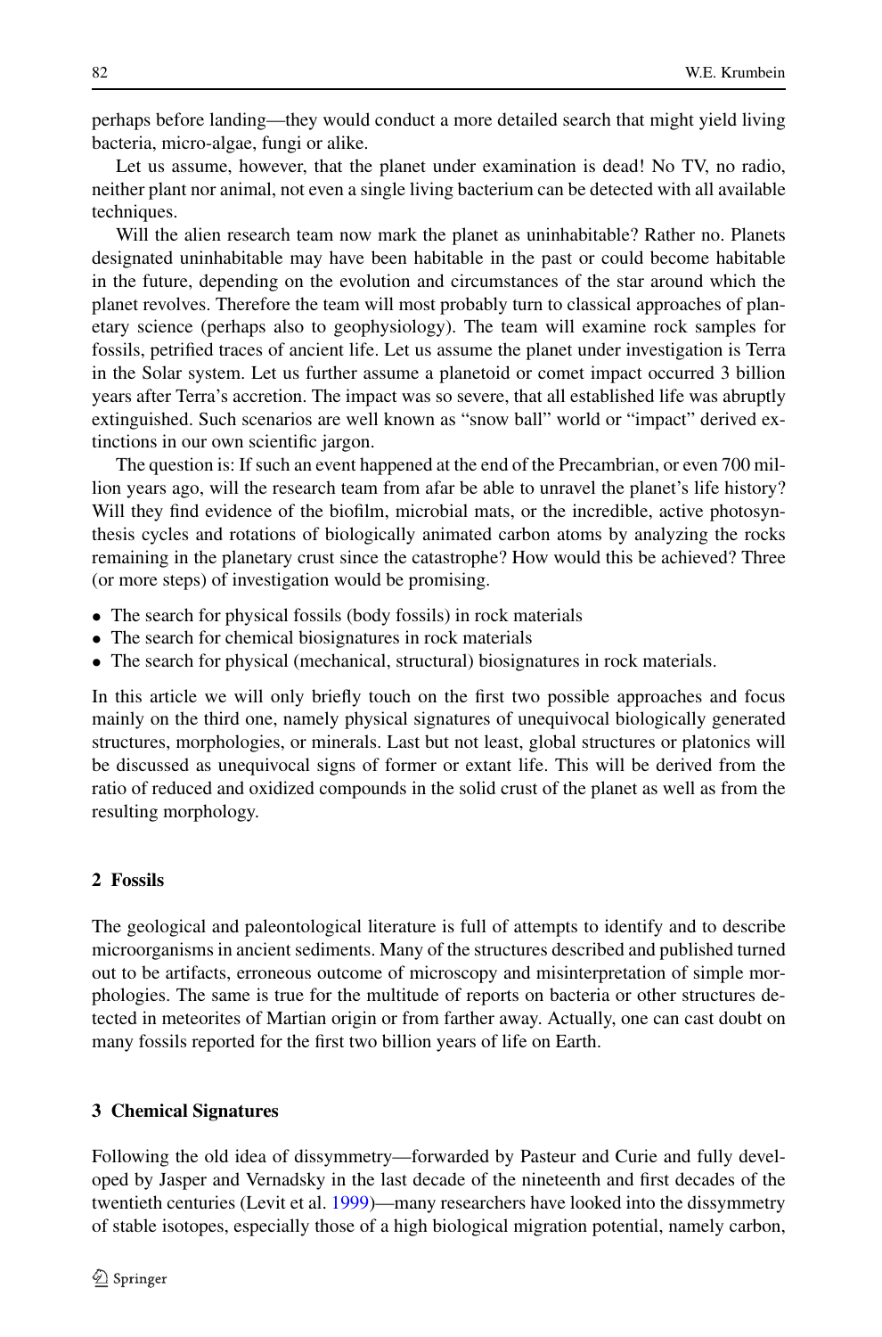perhaps before landing—they would conduct a more detailed search that might yield living bacteria, micro-algae, fungi or alike.

Let us assume, however, that the planet under examination is dead! No TV, no radio, neither plant nor animal, not even a single living bacterium can be detected with all available techniques.

Will the alien research team now mark the planet as uninhabitable? Rather no. Planets designated uninhabitable may have been habitable in the past or could become habitable in the future, depending on the evolution and circumstances of the star around which the planet revolves. Therefore the team will most probably turn to classical approaches of planetary science (perhaps also to geophysiology). The team will examine rock samples for fossils, petrified traces of ancient life. Let us assume the planet under investigation is Terra in the Solar system. Let us further assume a planetoid or comet impact occurred 3 billion years after Terra's accretion. The impact was so severe, that all established life was abruptly extinguished. Such scenarios are well known as "snow ball" world or "impact" derived extinctions in our own scientific jargon.

The question is: If such an event happened at the end of the Precambrian, or even 700 million years ago, will the research team from afar be able to unravel the planet's life history? Will they find evidence of the biofilm, microbial mats, or the incredible, active photosynthesis cycles and rotations of biologically animated carbon atoms by analyzing the rocks remaining in the planetary crust since the catastrophe? How would this be achieved? Three (or more steps) of investigation would be promising.

- The search for physical fossils (body fossils) in rock materials
- The search for chemical biosignatures in rock materials
- The search for physical (mechanical, structural) biosignatures in rock materials.

In this article we will only briefly touch on the first two possible approaches and focus mainly on the third one, namely physical signatures of unequivocal biologically generated structures, morphologies, or minerals. Last but not least, global structures or platonics will be discussed as unequivocal signs of former or extant life. This will be derived from the ratio of reduced and oxidized compounds in the solid crust of the planet as well as from the resulting morphology.

## 2 Fossils

The geological and paleontological literature is full of attempts to identify and to describe microorganisms in ancient sediments. Many of the structures described and published turned out to be artifacts, erroneous outcome of microscopy and misinterpretation of simple morphologies. The same is true for the multitude of reports on bacteria or other structures detected in meteorites of Martian origin or from farther away. Actually, one can cast doubt on many fossils reported for the first two billion years of life on Earth.

## 3 Chemical Signatures

Following the old idea of dissymmetry—forwarded by Pasteur and Curie and fully developed by Jasper and Vernadsky in the last decade of the nineteenth and first decades of the twentieth centuries (Levit et al. 1999)—many researchers have looked into the dissymmetry of stable isotopes, especially those of a high biological migration potential, namely carbon,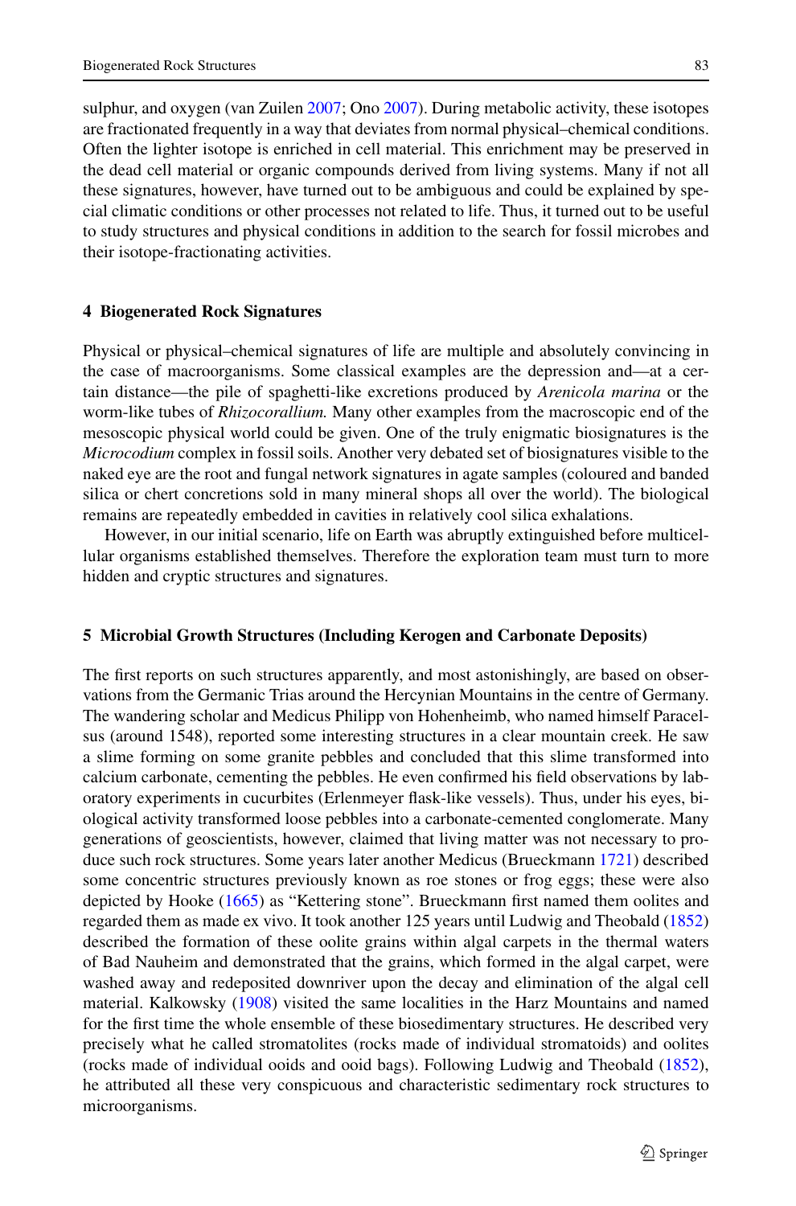sulphur, and oxygen (van Zuilen 2007; Ono 2007). During metabolic activity, these isotopes are fractionated frequently in a way that deviates from normal physical–chemical conditions. Often the lighter isotope is enriched in cell material. This enrichment may be preserved in the dead cell material or organic compounds derived from living systems. Many if not all these signatures, however, have turned out to be ambiguous and could be explained by special climatic conditions or other processes not related to life. Thus, it turned out to be useful to study structures and physical conditions in addition to the search for fossil microbes and their isotope-fractionating activities.

## 4 Biogenerated Rock Signatures

Physical or physical–chemical signatures of life are multiple and absolutely convincing in the case of macroorganisms. Some classical examples are the depression and—at a certain distance—the pile of spaghetti-like excretions produced by *Arenicola marina* or the worm-like tubes of *Rhizocorallium.* Many other examples from the macroscopic end of the mesoscopic physical world could be given. One of the truly enigmatic biosignatures is the *Microcodium* complex in fossil soils. Another very debated set of biosignatures visible to the naked eye are the root and fungal network signatures in agate samples (coloured and banded silica or chert concretions sold in many mineral shops all over the world). The biological remains are repeatedly embedded in cavities in relatively cool silica exhalations.

However, in our initial scenario, life on Earth was abruptly extinguished before multicellular organisms established themselves. Therefore the exploration team must turn to more hidden and cryptic structures and signatures.

## 5 Microbial Growth Structures (Including Kerogen and Carbonate Deposits)

The first reports on such structures apparently, and most astonishingly, are based on observations from the Germanic Trias around the Hercynian Mountains in the centre of Germany. The wandering scholar and Medicus Philipp von Hohenheimb, who named himself Paracelsus (around 1548), reported some interesting structures in a clear mountain creek. He saw a slime forming on some granite pebbles and concluded that this slime transformed into calcium carbonate, cementing the pebbles. He even confirmed his field observations by laboratory experiments in cucurbites (Erlenmeyer flask-like vessels). Thus, under his eyes, biological activity transformed loose pebbles into a carbonate-cemented conglomerate. Many generations of geoscientists, however, claimed that living matter was not necessary to produce such rock structures. Some years later another Medicus (Brueckmann 1721) described some concentric structures previously known as roe stones or frog eggs; these were also depicted by Hooke (1665) as "Kettering stone". Brueckmann first named them oolites and regarded them as made ex vivo. It took another 125 years until Ludwig and Theobald (1852) described the formation of these oolite grains within algal carpets in the thermal waters of Bad Nauheim and demonstrated that the grains, which formed in the algal carpet, were washed away and redeposited downriver upon the decay and elimination of the algal cell material. Kalkowsky (1908) visited the same localities in the Harz Mountains and named for the first time the whole ensemble of these biosedimentary structures. He described very precisely what he called stromatolites (rocks made of individual stromatoids) and oolites (rocks made of individual ooids and ooid bags). Following Ludwig and Theobald (1852), he attributed all these very conspicuous and characteristic sedimentary rock structures to microorganisms.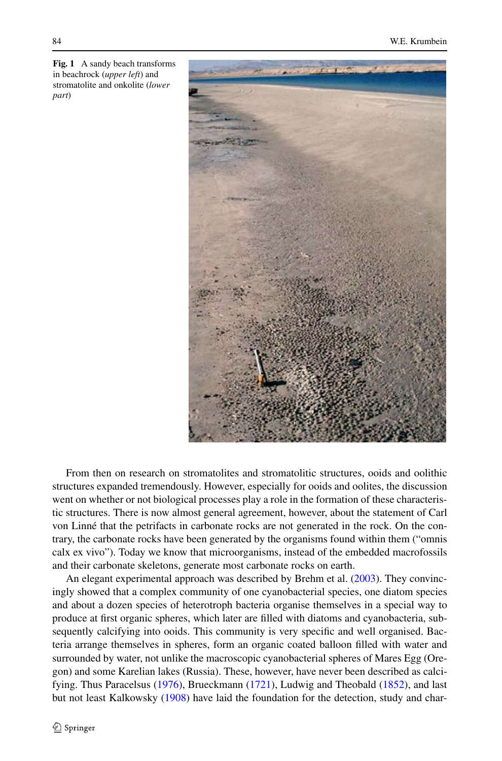**Fig. 1** A sandy beach transforms in beachrock (*upper left*) and stromatolite and onkolite (*lower part*)

From then on research on stromatolites and stromatolitic structures, ooids and oolithic structures expanded tremendously. However, especially for ooids and oolites, the discussion went on whether or not biological processes play a role in the formation of these characteristic structures. There is now almost general agreement, however, about the statement of Carl von Linné that the petrifacts in carbonate rocks are not generated in the rock. On the contrary, the carbonate rocks have been generated by the organisms found within them ("omnis calx ex vivo"). Today we know that microorganisms, instead of the embedded macrofossils and their carbonate skeletons, generate most carbonate rocks on earth.

An elegant experimental approach was described by Brehm et al. (2003). They convincingly showed that a complex community of one cyanobacterial species, one diatom species and about a dozen species of heterotroph bacteria organise themselves in a special way to produce at first organic spheres, which later are filled with diatoms and cyanobacteria, subsequently calcifying into ooids. This community is very specific and well organised. Bacteria arrange themselves in spheres, form an organic coated balloon filled with water and surrounded by water, not unlike the macroscopic cyanobacterial spheres of Mares Egg (Oregon) and some Karelian lakes (Russia). These, however, have never been described as calcifying. Thus Paracelsus (1976), Brueckmann (1721), Ludwig and Theobald (1852), and last but not least Kalkowsky (1908) have laid the foundation for the detection, study and char-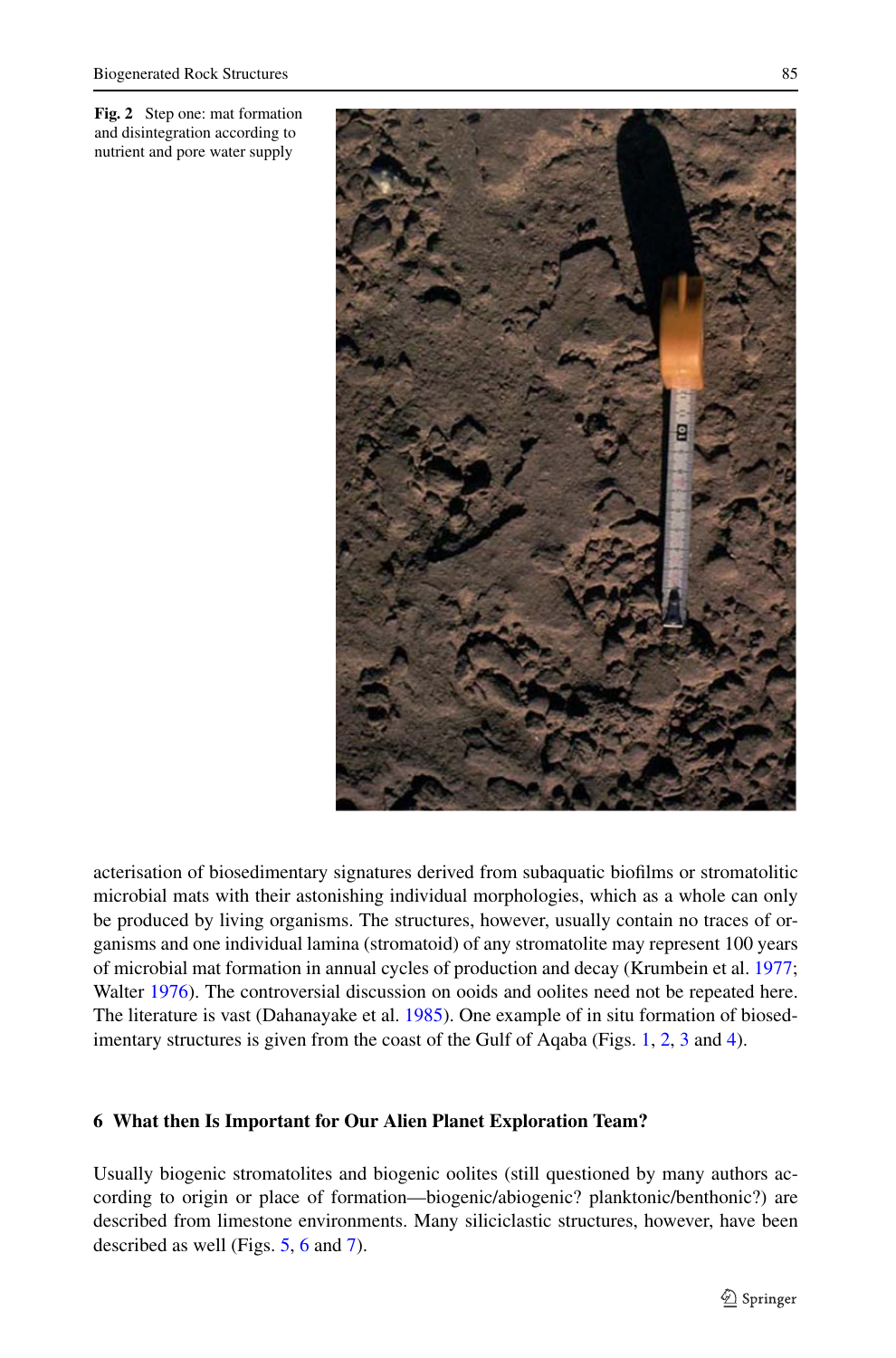**Fig. 2** Step one: mat formation and disintegration according to nutrient and pore water supply

acterisation of biosedimentary signatures derived from subaquatic biofilms or stromatolitic microbial mats with their astonishing individual morphologies, which as a whole can only be produced by living organisms. The structures, however, usually contain no traces of organisms and one individual lamina (stromatoid) of any stromatolite may represent 100 years of microbial mat formation in annual cycles of production and decay (Krumbein et al. 1977; Walter 1976). The controversial discussion on ooids and oolites need not be repeated here. The literature is vast (Dahanayake et al. 1985). One example of in situ formation of biosedimentary structures is given from the coast of the Gulf of Aqaba (Figs. 1, 2, 3 and 4).

## 6 What then Is Important for Our Alien Planet Exploration Team?

Usually biogenic stromatolites and biogenic oolites (still questioned by many authors according to origin or place of formation—biogenic/abiogenic? planktonic/benthonic?) are described from limestone environments. Many siliciclastic structures, however, have been described as well (Figs. 5, 6 and 7).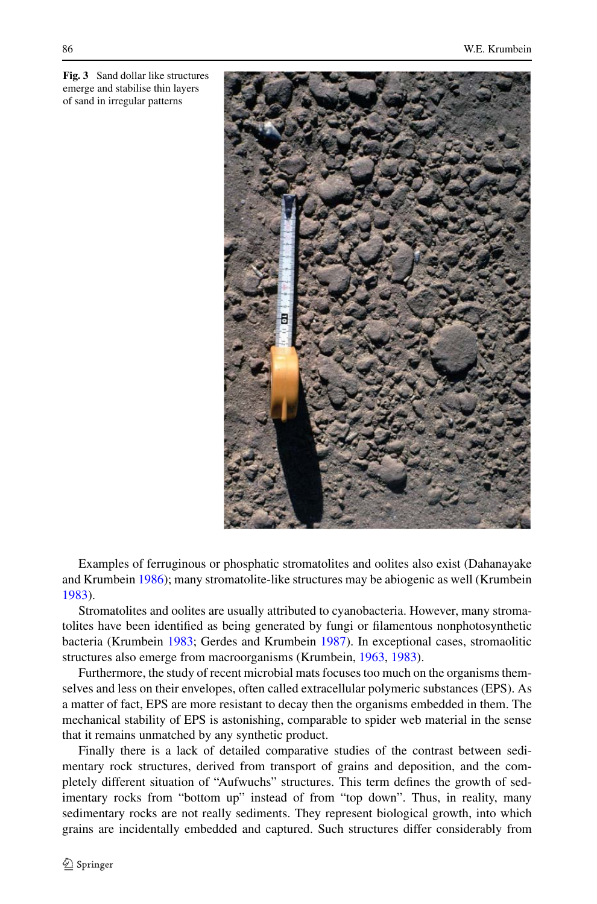**Fig. 3** Sand dollar like structures emerge and stabilise thin layers of sand in irregular patterns

Examples of ferruginous or phosphatic stromatolites and oolites also exist (Dahanayake and Krumbein 1986); many stromatolite-like structures may be abiogenic as well (Krumbein 1983).

Stromatolites and oolites are usually attributed to cyanobacteria. However, many stromatolites have been identified as being generated by fungi or filamentous nonphotosynthetic bacteria (Krumbein 1983; Gerdes and Krumbein 1987). In exceptional cases, stromaolitic structures also emerge from macroorganisms (Krumbein, 1963, 1983).

Furthermore, the study of recent microbial mats focuses too much on the organisms themselves and less on their envelopes, often called extracellular polymeric substances (EPS). As a matter of fact, EPS are more resistant to decay then the organisms embedded in them. The mechanical stability of EPS is astonishing, comparable to spider web material in the sense that it remains unmatched by any synthetic product.

Finally there is a lack of detailed comparative studies of the contrast between sedimentary rock structures, derived from transport of grains and deposition, and the completely different situation of "Aufwuchs" structures. This term defines the growth of sedimentary rocks from "bottom up" instead of from "top down". Thus, in reality, many sedimentary rocks are not really sediments. They represent biological growth, into which grains are incidentally embedded and captured. Such structures differ considerably from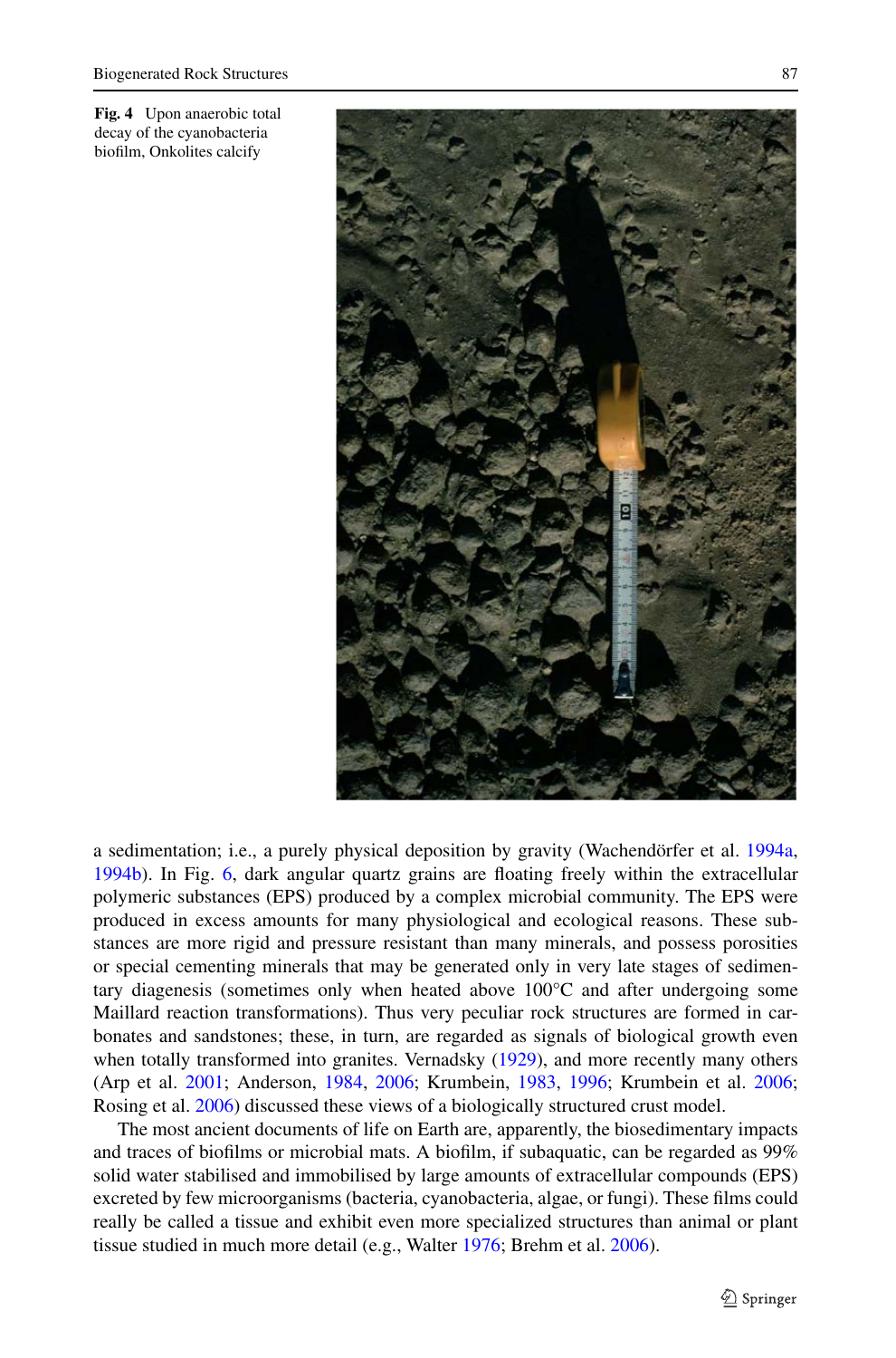**Fig. 4** Upon anaerobic total decay of the cyanobacteria biofilm, Onkolites calcify

a sedimentation; i.e., a purely physical deposition by gravity (Wachendörfer et al. 1994a, 1994b). In Fig. 6, dark angular quartz grains are floating freely within the extracellular polymeric substances (EPS) produced by a complex microbial community. The EPS were produced in excess amounts for many physiological and ecological reasons. These substances are more rigid and pressure resistant than many minerals, and possess porosities or special cementing minerals that may be generated only in very late stages of sedimentary diagenesis (sometimes only when heated above 100°C and after undergoing some Maillard reaction transformations). Thus very peculiar rock structures are formed in carbonates and sandstones; these, in turn, are regarded as signals of biological growth even when totally transformed into granites. Vernadsky (1929), and more recently many others (Arp et al. 2001; Anderson, 1984, 2006; Krumbein, 1983, 1996; Krumbein et al. 2006; Rosing et al. 2006) discussed these views of a biologically structured crust model.

The most ancient documents of life on Earth are, apparently, the biosedimentary impacts and traces of biofilms or microbial mats. A biofilm, if subaquatic, can be regarded as 99% solid water stabilised and immobilised by large amounts of extracellular compounds (EPS) excreted by few microorganisms (bacteria, cyanobacteria, algae, or fungi). These films could really be called a tissue and exhibit even more specialized structures than animal or plant tissue studied in much more detail (e.g., Walter 1976; Brehm et al. 2006).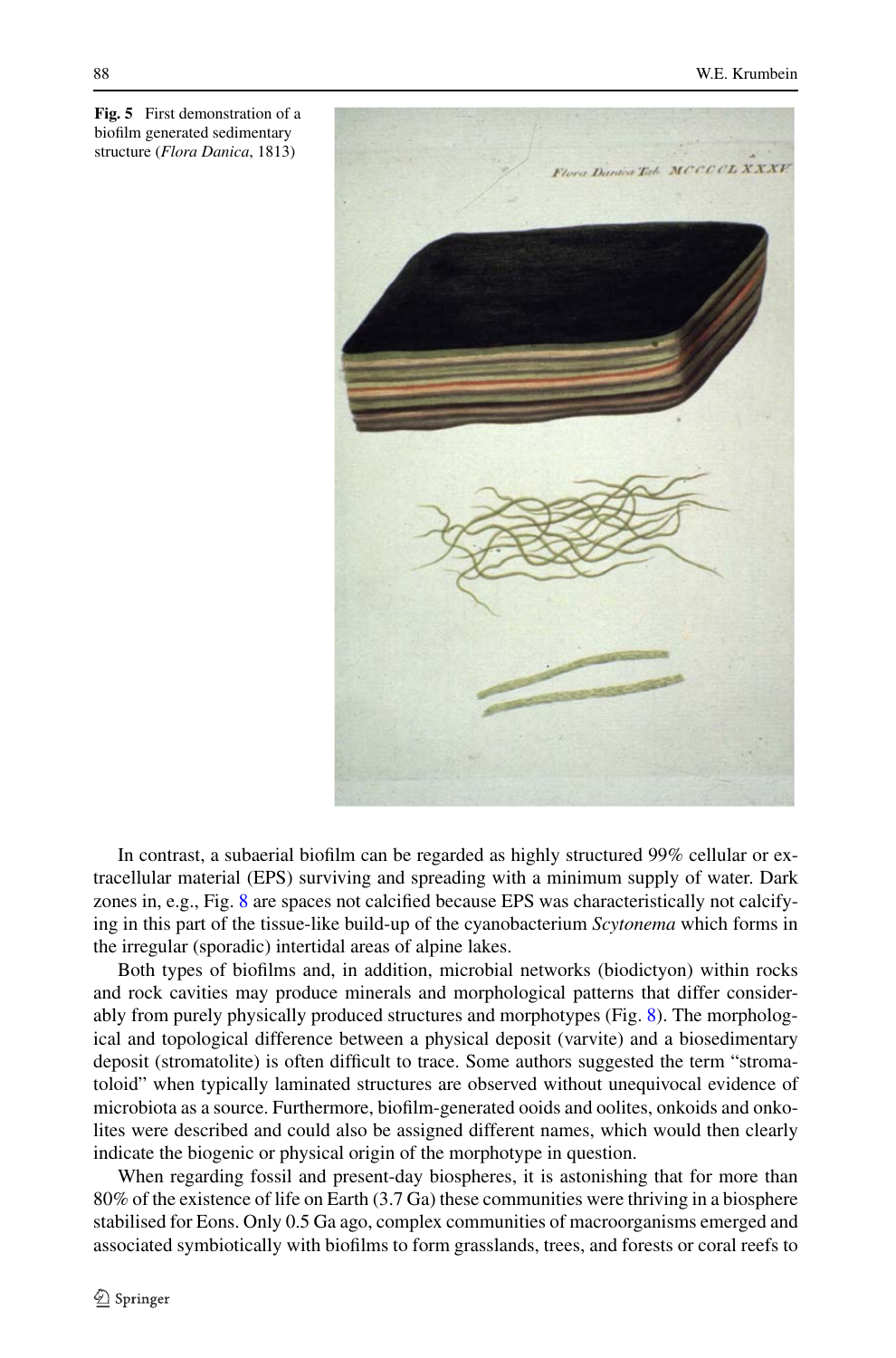**Fig. 5** First demonstration of a biofilm generated sedimentary structure (*Flora Danica*, 1813)

In contrast, a subaerial biofilm can be regarded as highly structured 99% cellular or extracellular material (EPS) surviving and spreading with a minimum supply of water. Dark zones in, e.g., Fig. 8 are spaces not calcified because EPS was characteristically not calcifying in this part of the tissue-like build-up of the cyanobacterium *Scytonema* which forms in the irregular (sporadic) intertidal areas of alpine lakes.

Both types of biofilms and, in addition, microbial networks (biodictyon) within rocks and rock cavities may produce minerals and morphological patterns that differ considerably from purely physically produced structures and morphotypes (Fig. 8). The morphological and topological difference between a physical deposit (varvite) and a biosedimentary deposit (stromatolite) is often difficult to trace. Some authors suggested the term "stromatoloid" when typically laminated structures are observed without unequivocal evidence of microbiota as a source. Furthermore, biofilm-generated ooids and oolites, onkoids and onkolites were described and could also be assigned different names, which would then clearly indicate the biogenic or physical origin of the morphotype in question.

When regarding fossil and present-day biospheres, it is astonishing that for more than 80% of the existence of life on Earth (3.7 Ga) these communities were thriving in a biosphere stabilised for Eons. Only 0.5 Ga ago, complex communities of macroorganisms emerged and associated symbiotically with biofilms to form grasslands, trees, and forests or coral reefs to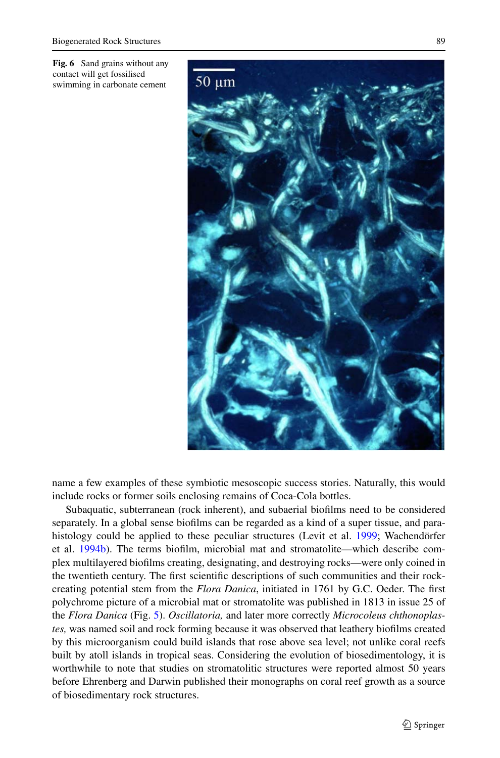**Fig. 6** Sand grains without any contact will get fossilised swimming in carbonate cement

name a few examples of these symbiotic mesoscopic success stories. Naturally, this would include rocks or former soils enclosing remains of Coca-Cola bottles.

Subaquatic, subterranean (rock inherent), and subaerial biofilms need to be considered separately. In a global sense biofilms can be regarded as a kind of a super tissue, and parahistology could be applied to these peculiar structures (Levit et al. 1999; Wachendörfer et al. 1994b). The terms biofilm, microbial mat and stromatolite—which describe complex multilayered biofilms creating, designating, and destroying rocks—were only coined in the twentieth century. The first scientific descriptions of such communities and their rock-creating potential stem from the *Flora Danica*, initiated in 1761 by G.C. Oeder. The first polychrome picture of a microbial mat or stromatolite was published in 1813 in issue 25 of the *Flora Danica* (Fig. 5). *Oscillatoria,* and later more correctly *Microcoleus chthonoplastes,* was named soil and rock forming because it was observed that leathery biofilms created by this microorganism could build islands that rose above sea level; not unlike coral reefs built by atoll islands in tropical seas. Considering the evolution of biosedimentology, it is worthwhile to note that studies on stromatolitic structures were reported almost 50 years before Ehrenberg and Darwin published their monographs on coral reef growth as a source of biosedimentary rock structures.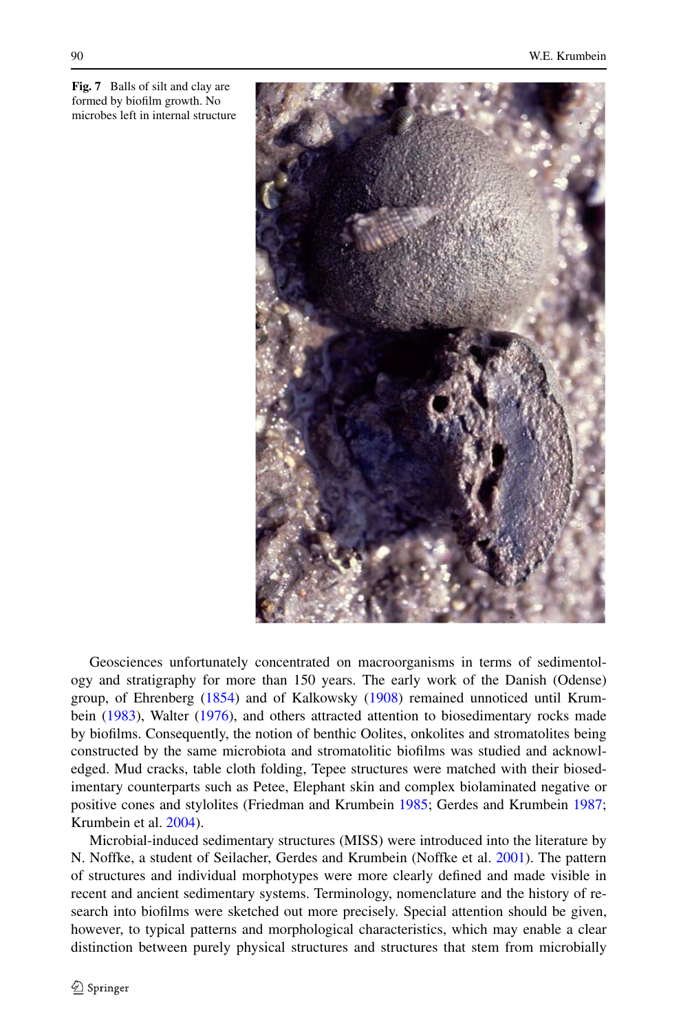**Fig. 7** Balls of silt and clay are formed by biofilm growth. No microbes left in internal structure

Geosciences unfortunately concentrated on macroorganisms in terms of sedimentology and stratigraphy for more than 150 years. The early work of the Danish (Odense) group, of Ehrenberg (1854) and of Kalkowsky (1908) remained unnoticed until Krumbein (1983), Walter (1976), and others attracted attention to biosedimentary rocks made by biofilms. Consequently, the notion of benthic Oolites, onkolites and stromatolites being constructed by the same microbiota and stromatolitic biofilms was studied and acknowledged. Mud cracks, table cloth folding, Tepee structures were matched with their biosedimentary counterparts such as Petee, Elephant skin and complex biolaminated negative or positive cones and stylolites (Friedman and Krumbein 1985; Gerdes and Krumbein 1987; Krumbein et al. 2004).

Microbial-induced sedimentary structures (MISS) were introduced into the literature by N. Noffke, a student of Seilacher, Gerdes and Krumbein (Noffke et al. 2001). The pattern of structures and individual morphotypes were more clearly defined and made visible in recent and ancient sedimentary systems. Terminology, nomenclature and the history of research into biofilms were sketched out more precisely. Special attention should be given, however, to typical patterns and morphological characteristics, which may enable a clear distinction between purely physical structures and structures that stem from microbially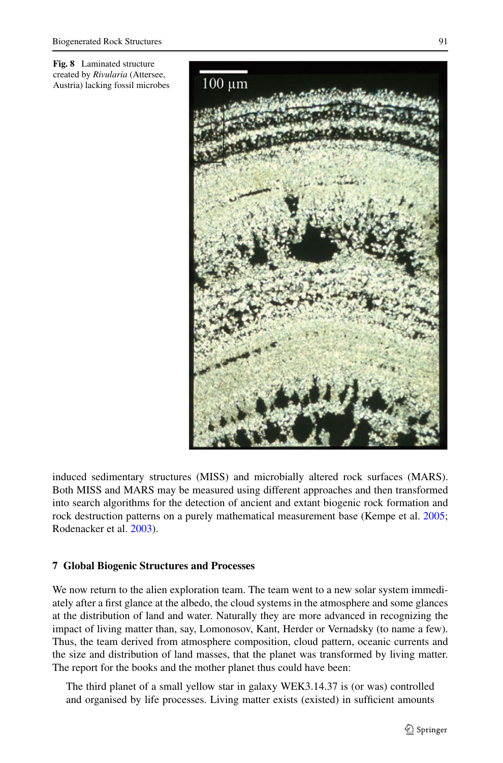**Fig. 8** Laminated structure created by *Rivularia* (Attersee, Austria) lacking fossil microbes

induced sedimentary structures (MISS) and microbially altered rock surfaces (MARS). Both MISS and MARS may be measured using different approaches and then transformed into search algorithms for the detection of ancient and extant biogenic rock formation and rock destruction patterns on a purely mathematical measurement base (Kempe et al. 2005; Rodenacker et al. 2003).

## 7 Global Biogenic Structures and Processes

We now return to the alien exploration team. The team went to a new solar system immediately after a first glance at the albedo, the cloud systems in the atmosphere and some glances at the distribution of land and water. Naturally they are more advanced in recognizing the impact of living matter than, say, Lomonosov, Kant, Herder or Vernadsky (to name a few). Thus, the team derived from atmosphere composition, cloud pattern, oceanic currents and the size and distribution of land masses, that the planet was transformed by living matter. The report for the books and the mother planet thus could have been:

> The third planet of a small yellow star in galaxy WEK3.14.37 is (or was) controlled and organised by life processes. Living matter exists (existed) in sufficient amounts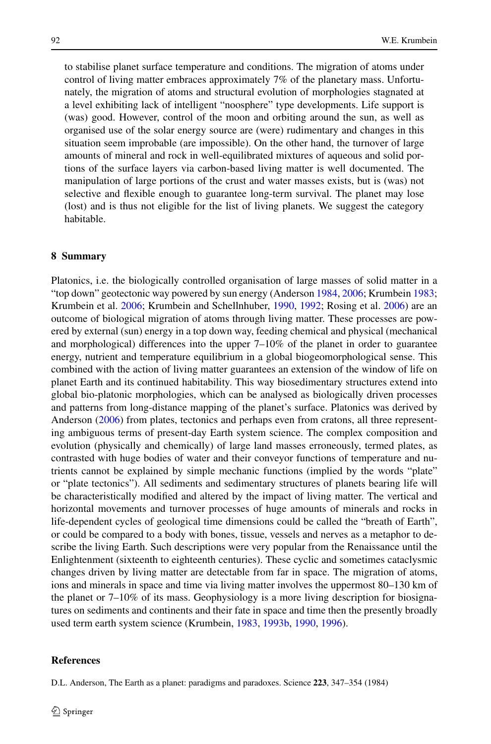to stabilise planet surface temperature and conditions. The migration of atoms under control of living matter embraces approximately 7% of the planetary mass. Unfortunately, the migration of atoms and structural evolution of morphologies stagnated at a level exhibiting lack of intelligent "noosphere" type developments. Life support is (was) good. However, control of the moon and orbiting around the sun, as well as organised use of the solar energy source are (were) rudimentary and changes in this situation seem improbable (are impossible). On the other hand, the turnover of large amounts of mineral and rock in well-equilibrated mixtures of aqueous and solid portions of the surface layers via carbon-based living matter is well documented. The manipulation of large portions of the crust and water masses exists, but is (was) not selective and flexible enough to guarantee long-term survival. The planet may lose (lost) and is thus not eligible for the list of living planets. We suggest the category habitable.

## 8 Summary

Platonics, i.e. the biologically controlled organisation of large masses of solid matter in a "top down" geotectonic way powered by sun energy (Anderson 1984, 2006; Krumbein 1983; Krumbein et al. 2006; Krumbein and Schellnhuber, 1990, 1992; Rosing et al. 2006) are an outcome of biological migration of atoms through living matter. These processes are powered by external (sun) energy in a top down way, feeding chemical and physical (mechanical and morphological) differences into the upper 7–10% of the planet in order to guarantee energy, nutrient and temperature equilibrium in a global biogeomorphological sense. This combined with the action of living matter guarantees an extension of the window of life on planet Earth and its continued habitability. This way biosedimentary structures extend into global bio-platonic morphologies, which can be analysed as biologically driven processes and patterns from long-distance mapping of the planet's surface. Platonics was derived by Anderson (2006) from plates, tectonics and perhaps even from cratons, all three representing ambiguous terms of present-day Earth system science. The complex composition and evolution (physically and chemically) of large land masses erroneously, termed plates, as contrasted with huge bodies of water and their conveyor functions of temperature and nutrients cannot be explained by simple mechanic functions (implied by the words "plate" or "plate tectonics"). All sediments and sedimentary structures of planets bearing life will be characteristically modified and altered by the impact of living matter. The vertical and horizontal movements and turnover processes of huge amounts of minerals and rocks in life-dependent cycles of geological time dimensions could be called the "breath of Earth", or could be compared to a body with bones, tissue, vessels and nerves as a metaphor to describe the living Earth. Such descriptions were very popular from the Renaissance until the Enlightenment (sixteenth to eighteenth centuries). These cyclic and sometimes cataclysmic changes driven by living matter are detectable from far in space. The migration of atoms, ions and minerals in space and time via living matter involves the uppermost 80–130 km of the planet or 7–10% of its mass. Geophysiology is a more living description for biosignatures on sediments and continents and their fate in space and time then the presently broadly used term earth system science (Krumbein, 1983, 1993b, 1990, 1996).

## References

D.L. Anderson, The Earth as a planet: paradigms and paradoxes. Science **223**, 347–354 (1984)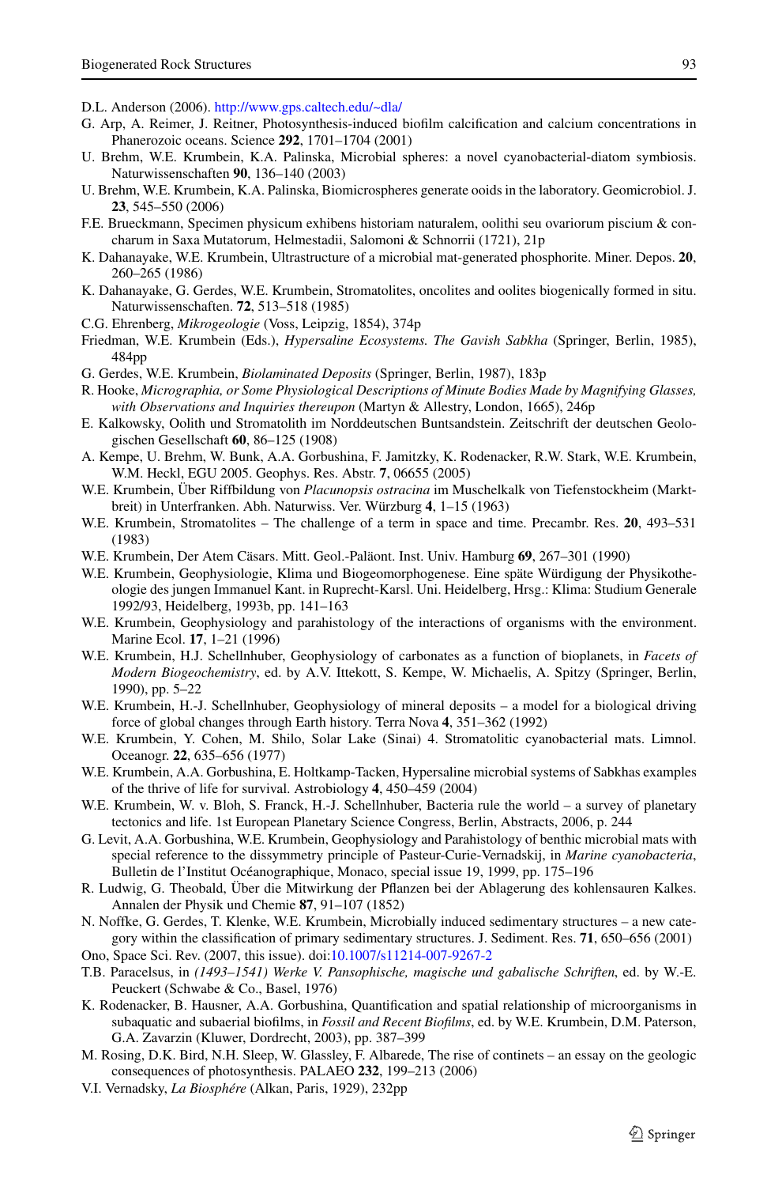D.L. Anderson (2006). http://www.gps.caltech.edu/~dla/

G. Arp, A. Reimer, J. Reitner, Photosynthesis-induced biofilm calcification and calcium concentrations in Phanerozoic oceans. Science **292**, 1701–1704 (2001)

U. Brehm, W.E. Krumbein, K.A. Palinska, Microbial spheres: a novel cyanobacterial-diatom symbiosis. Naturwissenschaften **90**, 136–140 (2003)

U. Brehm, W.E. Krumbein, K.A. Palinska, Biomicrospheres generate ooids in the laboratory. Geomicrobiol. J. **23**, 545–550 (2006)

F.E. Brueckmann, Specimen physicum exhibens historiam naturalem, oolithi seu ovariorum piscium & concharum in Saxa Mutatorum, Helmestadii, Salomoni & Schnorrii (1721), 21p

K. Dahanayake, W.E. Krumbein, Ultrastructure of a microbial mat-generated phosphorite. Miner. Depos. **20**, 260–265 (1986)

K. Dahanayake, G. Gerdes, W.E. Krumbein, Stromatolites, oncolites and oolites biogenically formed in situ. Naturwissenschaften. **72**, 513–518 (1985)

C.G. Ehrenberg, *Mikrogeologie* (Voss, Leipzig, 1854), 374p

Friedman, W.E. Krumbein (Eds.), *Hypersaline Ecosystems. The Gavish Sabkha* (Springer, Berlin, 1985), 484pp

G. Gerdes, W.E. Krumbein, *Biolaminated Deposits* (Springer, Berlin, 1987), 183p

R. Hooke, *Micrographia, or Some Physiological Descriptions of Minute Bodies Made by Magnifying Glasses, with Observations and Inquiries thereupon* (Martyn & Allestry, London, 1665), 246p

E. Kalkowsky, Oolith und Stromatolith im Norddeutschen Buntsandstein. Zeitschrift der deutschen Geologischen Gesellschaft **60**, 86–125 (1908)

A. Kempe, U. Brehm, W. Bunk, A.A. Gorbushina, F. Jamitzky, K. Rodenacker, R.W. Stark, W.E. Krumbein, W.M. Heckl, EGU 2005. Geophys. Res. Abstr. **7**, 06655 (2005)

W.E. Krumbein, Über Riffbildung von *Placunopsis ostracina* im Muschelkalk von Tiefenstockheim (Marktbreit) in Unterfranken. Abh. Naturwiss. Ver. Würzburg **4**, 1–15 (1963)

W.E. Krumbein, Stromatolites – The challenge of a term in space and time. Precambr. Res. **20**, 493–531 (1983)

W.E. Krumbein, Der Atem Cäsars. Mitt. Geol.-Paläont. Inst. Univ. Hamburg **69**, 267–301 (1990)

W.E. Krumbein, Geophysiologie, Klima und Biogeomorphogenese. Eine späte Würdigung der Physikotheologie des jungen Immanuel Kant. in Ruprecht-Karsl. Uni. Heidelberg, Hrsg.: Klima: Studium Generale 1992/93, Heidelberg, 1993b, pp. 141–163

W.E. Krumbein, Geophysiology and parahistology of the interactions of organisms with the environment. Marine Ecol. **17**, 1–21 (1996)

W.E. Krumbein, H.J. Schellnhuber, Geophysiology of carbonates as a function of bioplanets, in *Facets of Modern Biogeochemistry*, ed. by A.V. Ittekott, S. Kempe, W. Michaelis, A. Spitzy (Springer, Berlin, 1990), pp. 5–22

W.E. Krumbein, H.-J. Schellnhuber, Geophysiology of mineral deposits – a model for a biological driving force of global changes through Earth history. Terra Nova **4**, 351–362 (1992)

W.E. Krumbein, Y. Cohen, M. Shilo, Solar Lake (Sinai) 4. Stromatolitic cyanobacterial mats. Limnol. Oceanogr. **22**, 635–656 (1977)

W.E. Krumbein, A.A. Gorbushina, E. Holtkamp-Tacken, Hypersaline microbial systems of Sabkhas examples of the thrive of life for survival. Astrobiology **4**, 450–459 (2004)

W.E. Krumbein, W. v. Bloh, S. Franck, H.-J. Schellnhuber, Bacteria rule the world – a survey of planetary tectonics and life. 1st European Planetary Science Congress, Berlin, Abstracts, 2006, p. 244

G. Levit, A.A. Gorbushina, W.E. Krumbein, Geophysiology and Parahistology of benthic microbial mats with special reference to the dissymmetry principle of Pasteur-Curie-Vernadskij, in *Marine cyanobacteria*, Bulletin de l'Institut Océanographique, Monaco, special issue 19, 1999, pp. 175–196

R. Ludwig, G. Theobald, Über die Mitwirkung der Pflanzen bei der Ablagerung des kohlensauren Kalkes. Annalen der Physik und Chemie **87**, 91–107 (1852)

N. Noffke, G. Gerdes, T. Klenke, W.E. Krumbein, Microbially induced sedimentary structures – a new category within the classification of primary sedimentary structures. J. Sediment. Res. **71**, 650–656 (2001)

Ono, Space Sci. Rev. (2007, this issue). doi:10.1007/s11214-007-9267-2

T.B. Paracelsus, in *(1493–1541) Werke V. Pansophische, magische und gabalische Schriften*, ed. by W.-E. Peuckert (Schwabe & Co., Basel, 1976)

K. Rodenacker, B. Hausner, A.A. Gorbushina, Quantification and spatial relationship of microorganisms in subaquatic and subaerial biofilms, in *Fossil and Recent Biofilms*, ed. by W.E. Krumbein, D.M. Paterson, G.A. Zavarzin (Kluwer, Dordrecht, 2003), pp. 387–399

M. Rosing, D.K. Bird, N.H. Sleep, W. Glassley, F. Albarede, The rise of continets – an essay on the geologic consequences of photosynthesis. PALAEO **232**, 199–213 (2006)

V.I. Vernadsky, *La Biosphére* (Alkan, Paris, 1929), 232pp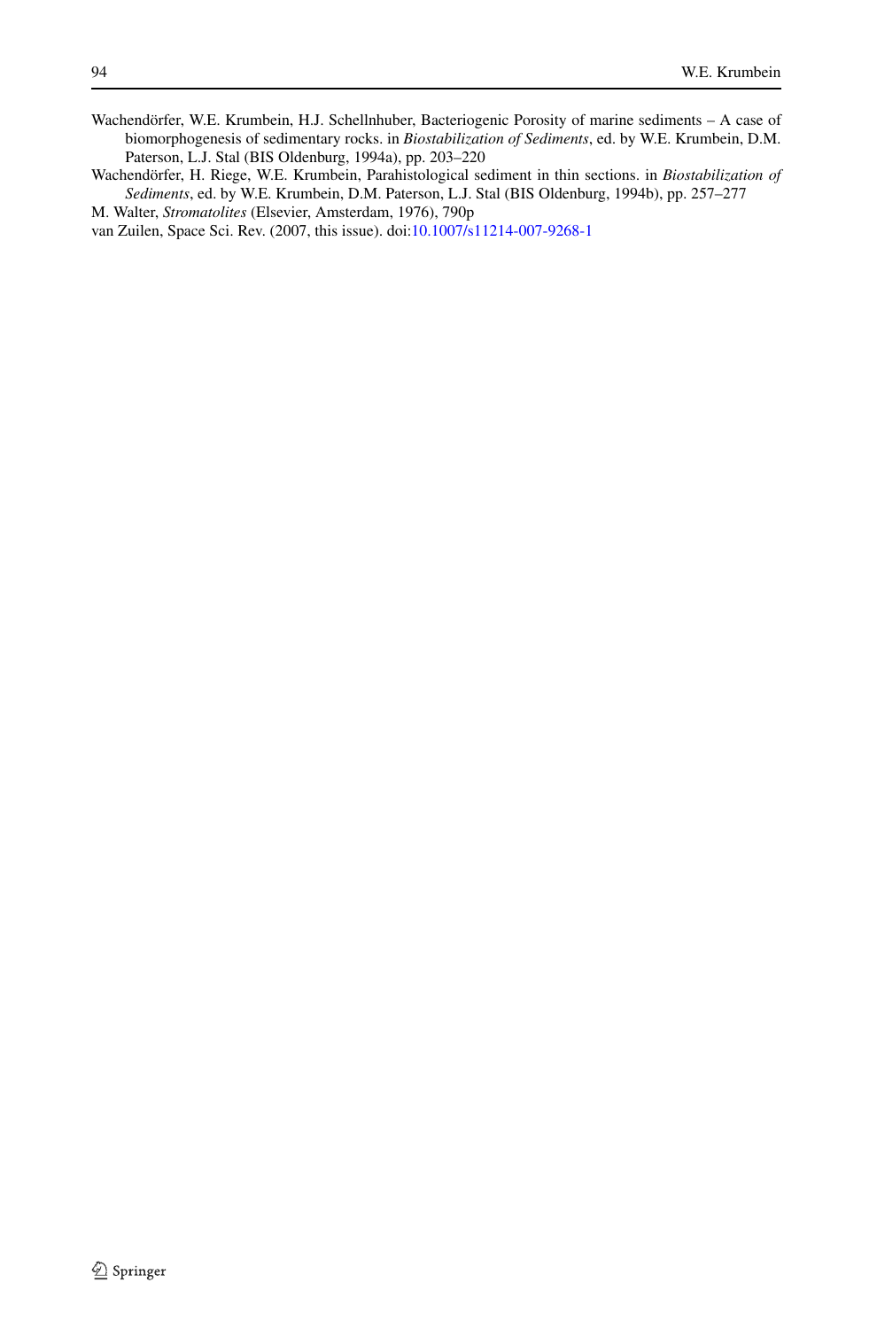Wachendörfer, W.E. Krumbein, H.J. Schellnhuber, Bacteriogenic Porosity of marine sediments – A case of biomorphogenesis of sedimentary rocks. in *Biostabilization of Sediments*, ed. by W.E. Krumbein, D.M. Paterson, L.J. Stal (BIS Oldenburg, 1994a), pp. 203–220

Wachendörfer, H. Riege, W.E. Krumbein, Parahistological sediment in thin sections. in *Biostabilization of Sediments*, ed. by W.E. Krumbein, D.M. Paterson, L.J. Stal (BIS Oldenburg, 1994b), pp. 257–277

M. Walter, *Stromatolites* (Elsevier, Amsterdam, 1976), 790p

van Zuilen, Space Sci. Rev. (2007, this issue). doi:10.1007/s11214-007-9268-1